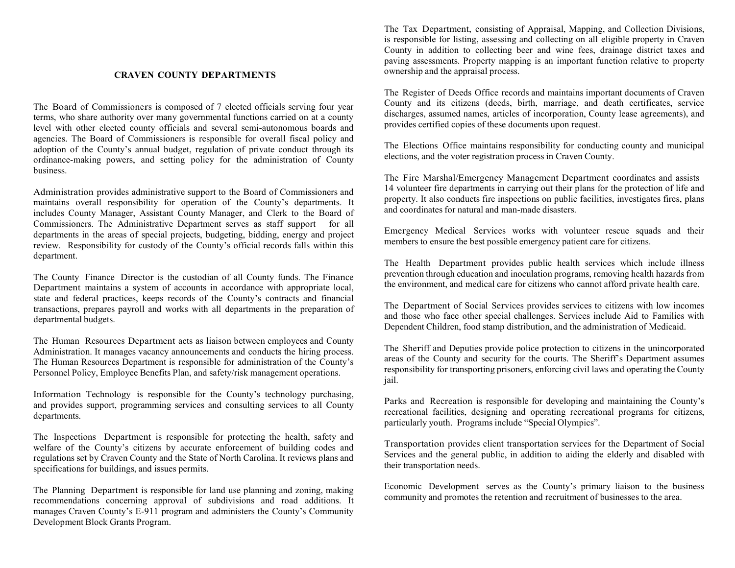## CRAVEN COUNTY DEPARTMENTS

The Board of Commissioners is composed of 7 elected officials serving four year terms, who share authority over many governmental functions carried on at a county level with other elected county officials and several semi-autonomous boards and agencies. The Board of Commissioners is responsible for overall fiscal policy and adoption of the County's annual budget, regulation of private conduct through its ordinance-making powers, and setting policy for the administration of County business.

Administration provides administrative support to the Board of Commissioners and maintains overall responsibility for operation of the County's departments. It includes County Manager, Assistant County Manager, and Clerk to the Board of Commissioners. The Administrative Department serves as staff support for all departments in the areas of special projects, budgeting, bidding, energy and project review. Responsibility for custody of the County's official records falls within this department.

The County Finance Director is the custodian of all County funds. The Finance Department maintains a system of accounts in accordance with appropriate local, state and federal practices, keeps records of the County's contracts and financial transactions, prepares payroll and works with all departments in the preparation of departmental budgets.

The Human Resources Department acts as liaison between employees and County Administration. It manages vacancy announcements and conducts the hiring process. The Human Resources Department is responsible for administration of the County's Personnel Policy, Employee Benefits Plan, and safety/risk management operations.

Information Technology is responsible for the County's technology purchasing, and provides support, programming services and consulting services to all County departments.

The Inspections Department is responsible for protecting the health, safety and welfare of the County's citizens by accurate enforcement of building codes and regulations set by Craven County and the State of North Carolina. It reviews plans and specifications for buildings, and issues permits.

The Planning Department is responsible for land use planning and zoning, making recommendations concerning approval of subdivisions and road additions. It manages Craven County's E-911 program and administers the County's Community Development Block Grants Program.

The Tax Department, consisting of Appraisal, Mapping, and Collection Divisions, is responsible for listing, assessing and collecting on all eligible property in Craven County in addition to collecting beer and wine fees, drainage district taxes and paving assessments. Property mapping is an important function relative to property ownership and the appraisal process.

The Register of Deeds Office records and maintains important documents of Craven County and its citizens (deeds, birth, marriage, and death certificates, service discharges, assumed names, articles of incorporation, County lease agreements), and provides certified copies of these documents upon request.

The Elections Office maintains responsibility for conducting county and municipal elections, and the voter registration process in Craven County.

The Fire Marshal/Emergency Management Department coordinates and assists 14 volunteer fire departments in carrying out their plans for the protection of life and property. It also conducts fire inspections on public facilities, investigates fires, plans and coordinates for natural and man-made disasters.

Emergency Medical Services works with volunteer rescue squads and their members to ensure the best possible emergency patient care for citizens.

The Health Department provides public health services which include illness prevention through education and inoculation programs, removing health hazards from the environment, and medical care for citizens who cannot afford private health care.

The Department of Social Services provides services to citizens with low incomes and those who face other special challenges. Services include Aid to Families with Dependent Children, food stamp distribution, and the administration of Medicaid.

The Sheriff and Deputies provide police protection to citizens in the unincorporated areas of the County and security for the courts. The Sheriff's Department assumes responsibility for transporting prisoners, enforcing civil laws and operating the County jail.

Parks and Recreation is responsible for developing and maintaining the County's recreational facilities, designing and operating recreational programs for citizens, particularly youth. Programs include "Special Olympics".

Transportation provides client transportation services for the Department of Social Services and the general public, in addition to aiding the elderly and disabled with their transportation needs.

Economic Development serves as the County's primary liaison to the business community and promotes the retention and recruitment of businesses to the area.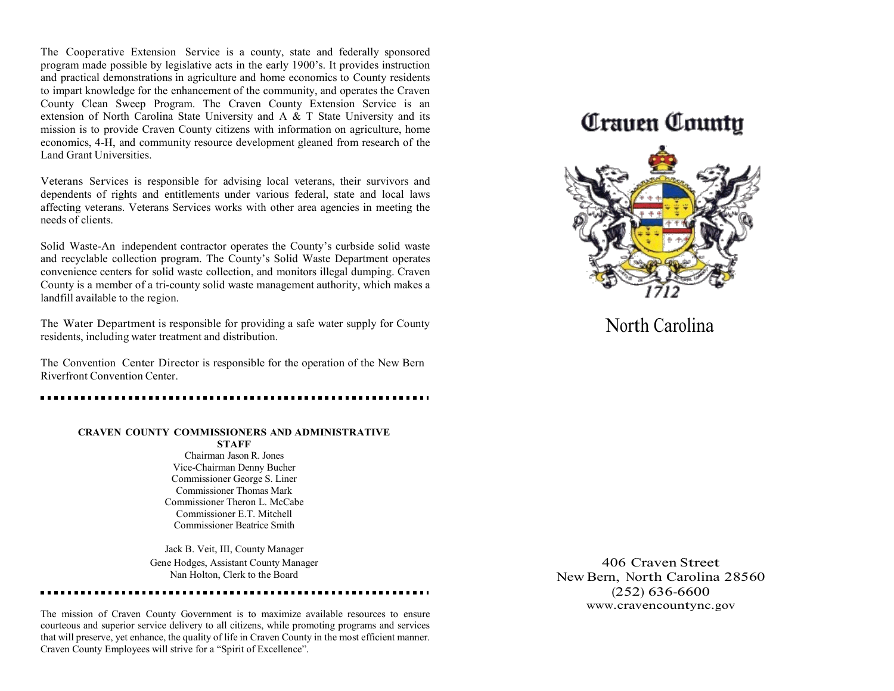The Cooperative Extension Service is a county, state and federally sponsored program made possible by legislative acts in the early 1900's. It provides instruction and practical demonstrations in agriculture and home economics to County residents to impart knowledge for the enhancement of the community, and operates the Craven County Clean Sweep Program. The Craven County Extension Service is an extension of North Carolina State University and A & T State University and its mission is to provide Craven County citizens with information on agriculture, home economics, 4-H, and community resource development gleaned from research of the Land Grant Universities.

Veterans Services is responsible for advising local veterans, their survivors and dependents of rights and entitlements under various federal, state and local laws affecting veterans. Veterans Services works with other area agencies in meeting the needs of clients.

Solid Waste-An independent contractor operates the County's curbside solid waste and recyclable collection program. The County's Solid Waste Department operates convenience centers for solid waste collection, and monitors illegal dumping. Craven County is a member of a tri-county solid waste management authority, which makes a landfill available to the region.

The Water Department is responsible for providing a safe water supply for County residents, including water treatment and distribution.

The Convention Center Director is responsible for the operation of the New Bern Riverfront Convention Center.

---

**CRAVEN COUNTY COMMISSIONERS AND ADMINISTRATIVE STAFF**

Chairman Jason R. Jones
Vice-Chairman Denny Bucher
Commissioner George S. Liner
Commissioner Thomas Mark
Commissioner Theron L. McCabe
Commissioner E.T. Mitchell
Commissioner Beatrice Smith

Jack B. Veit, III, County Manager
Gene Hodges, Assistant County Manager
Nan Holton, Clerk to the Board

---

The mission of Craven County Government is to maximize available resources to ensure courteous and superior service delivery to all citizens, while promoting programs and services that will preserve, yet enhance, the quality of life in Craven County in the most efficient manner. Craven County Employees will strive for a "Spirit of Excellence".

# Craven County

1712

## North Carolina

406 Craven Street
New Bern, North Carolina 28560
(252) 636-6600
www.cravencountync.gov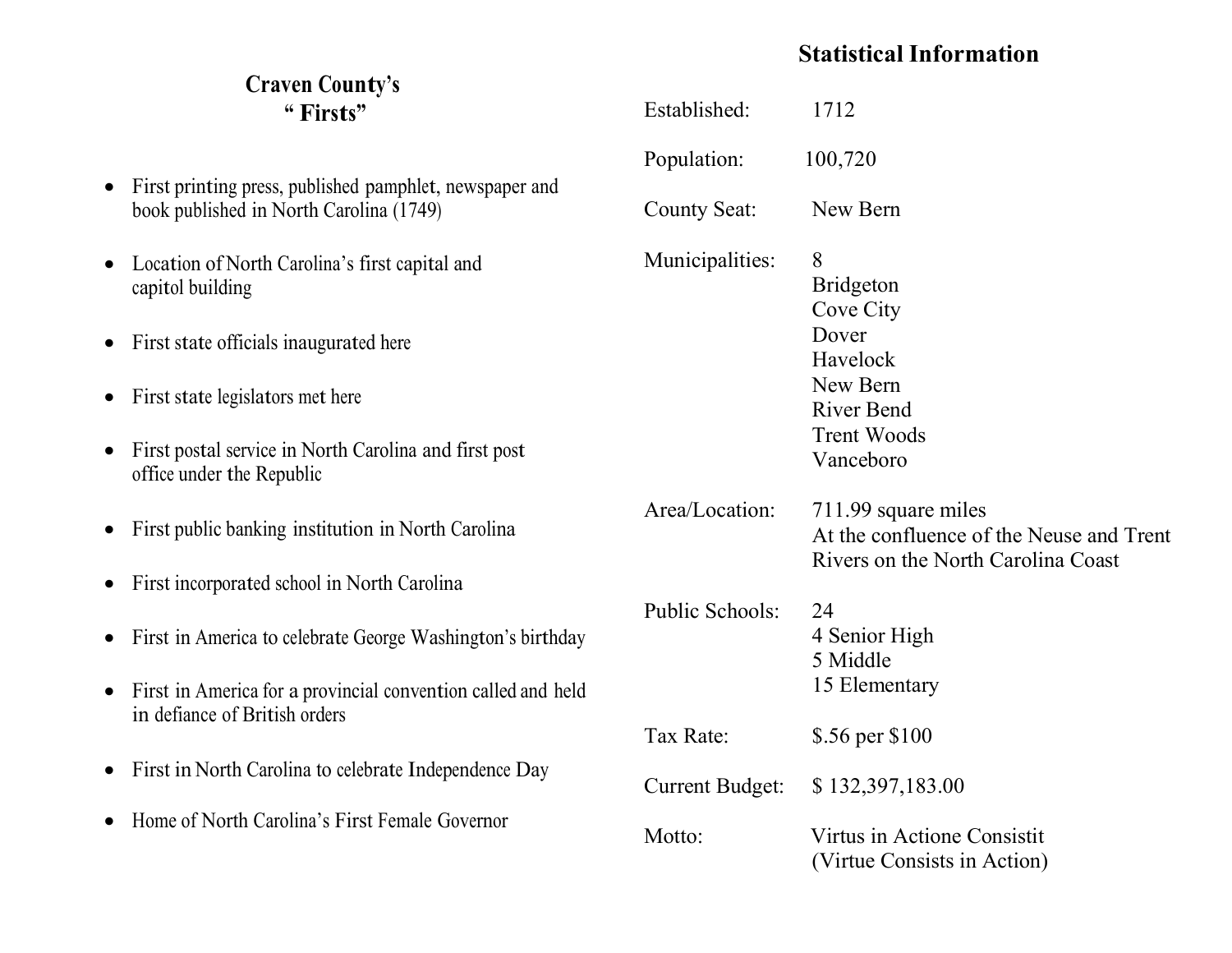## Craven County's " Firsts"

- First printing press, published pamphlet, newspaper and book published in North Carolina (1749)
- Location of North Carolina's first capital and capitol building
- First state officials inaugurated here
- First state legislators met here
- First postal service in North Carolina and first post office under the Republic
- First public banking institution in North Carolina
- First incorporated school in North Carolina
- First in America to celebrate George Washington's birthday
- First in America for a provincial convention called and held in defiance of British orders
- First in North Carolina to celebrate Independence Day
- Home of North Carolina's First Female Governor

## Statistical Information

| | |
|---|---|
| Established: | 1712 |
| Population: | 100,720 |
| County Seat: | New Bern |
| Municipalities: | 8<br>Bridgeton<br>Cove City<br>Dover<br>Havelock<br>New Bern<br>River Bend<br>Trent Woods<br>Vanceboro |
| Area/Location: | 711.99 square miles<br>At the confluence of the Neuse and Trent Rivers on the North Carolina Coast |
| Public Schools: | 24<br>4 Senior High<br>5 Middle<br>15 Elementary |
| Tax Rate: | $.56 per $100 |
| Current Budget: | $ 132,397,183.00 |
| Motto: | Virtus in Actione Consistit<br>(Virtue Consists in Action) |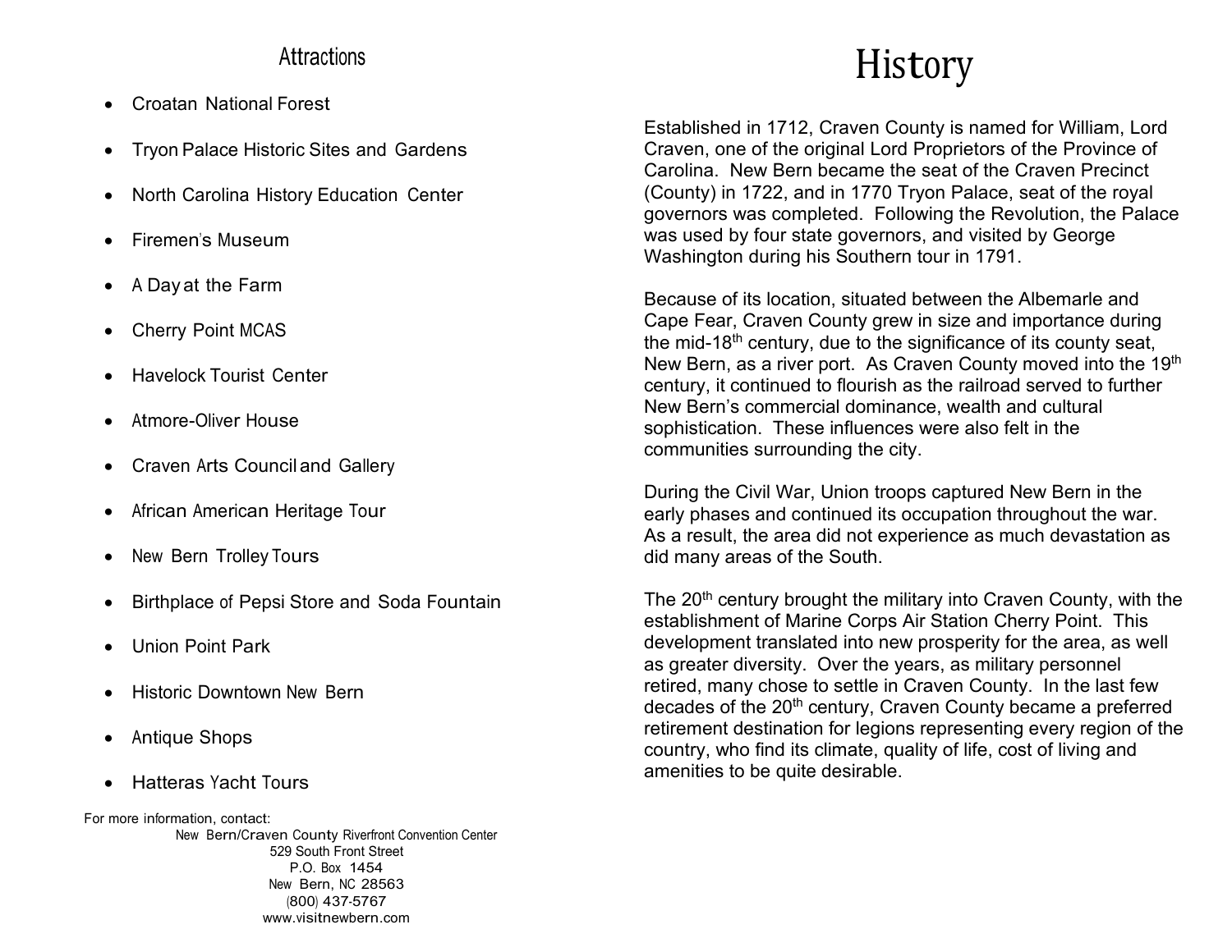## Attractions

- Croatan National Forest
- Tryon Palace Historic Sites and Gardens
- North Carolina History Education Center
- Firemen's Museum
- A Day at the Farm
- Cherry Point MCAS
- Havelock Tourist Center
- Atmore-Oliver House
- Craven Arts Council and Gallery
- African American Heritage Tour
- New Bern Trolley Tours
- Birthplace of Pepsi Store and Soda Fountain
- Union Point Park
- Historic Downtown New Bern
- Antique Shops
- Hatteras Yacht Tours

For more information, contact:

New Bern/Craven County Riverfront Convention Center
529 South Front Street
P.O. Box 1454
New Bern, NC 28563
(800) 437-5767
www.visitnewbern.com

# History

Established in 1712, Craven County is named for William, Lord Craven, one of the original Lord Proprietors of the Province of Carolina. New Bern became the seat of the Craven Precinct (County) in 1722, and in 1770 Tryon Palace, seat of the royal governors was completed. Following the Revolution, the Palace was used by four state governors, and visited by George Washington during his Southern tour in 1791.

Because of its location, situated between the Albemarle and Cape Fear, Craven County grew in size and importance during the mid-18th century, due to the significance of its county seat, New Bern, as a river port. As Craven County moved into the 19th century, it continued to flourish as the railroad served to further New Bern's commercial dominance, wealth and cultural sophistication. These influences were also felt in the communities surrounding the city.

During the Civil War, Union troops captured New Bern in the early phases and continued its occupation throughout the war. As a result, the area did not experience as much devastation as did many areas of the South.

The 20th century brought the military into Craven County, with the establishment of Marine Corps Air Station Cherry Point. This development translated into new prosperity for the area, as well as greater diversity. Over the years, as military personnel retired, many chose to settle in Craven County. In the last few decades of the 20th century, Craven County became a preferred retirement destination for legions representing every region of the country, who find its climate, quality of life, cost of living and amenities to be quite desirable.